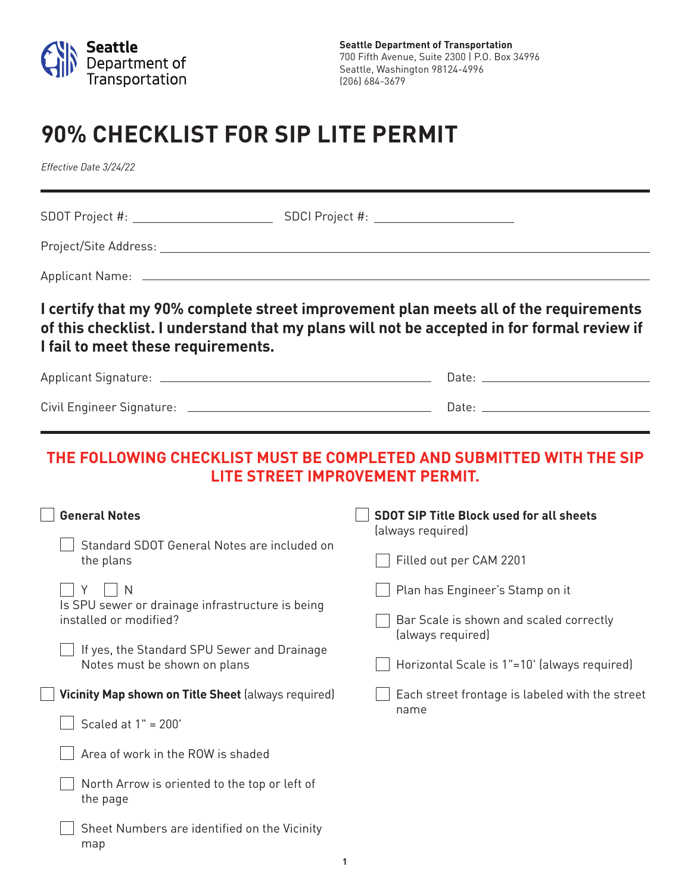Seattle Department of Transportation

**Seattle Department of Transportation**
700 Fifth Avenue, Suite 2300 | P.O. Box 34996
Seattle, Washington 98124-4996
(206) 684-3679

# 90% CHECKLIST FOR SIP LITE PERMIT

*Effective Date 3/24/22*

SDOT Project #: ______________________ SDCI Project #: ______________________

Project/Site Address: ______________________________________________

Applicant Name: ______________________________________________

**I certify that my 90% complete street improvement plan meets all of the requirements of this checklist. I understand that my plans will not be accepted in for formal review if I fail to meet these requirements.**

Applicant Signature: ______________________________ Date: ______________

Civil Engineer Signature: ______________________________ Date: ______________

## THE FOLLOWING CHECKLIST MUST BE COMPLETED AND SUBMITTED WITH THE SIP LITE STREET IMPROVEMENT PERMIT.

- [ ] **General Notes**
  - [ ] Standard SDOT General Notes are included on the plans
  - [ ] Y [ ] N Is SPU sewer or drainage infrastructure is being installed or modified?
  - [ ] If yes, the Standard SPU Sewer and Drainage Notes must be shown on plans
- [ ] **Vicinity Map shown on Title Sheet** (always required)
  - [ ] Scaled at 1" = 200'
  - [ ] Area of work in the ROW is shaded
  - [ ] North Arrow is oriented to the top or left of the page
  - [ ] Sheet Numbers are identified on the Vicinity map
- [ ] **SDOT SIP Title Block used for all sheets** (always required)
  - [ ] Filled out per CAM 2201
  - [ ] Plan has Engineer's Stamp on it
  - [ ] Bar Scale is shown and scaled correctly (always required)
  - [ ] Horizontal Scale is 1"=10' (always required)
  - [ ] Each street frontage is labeled with the street name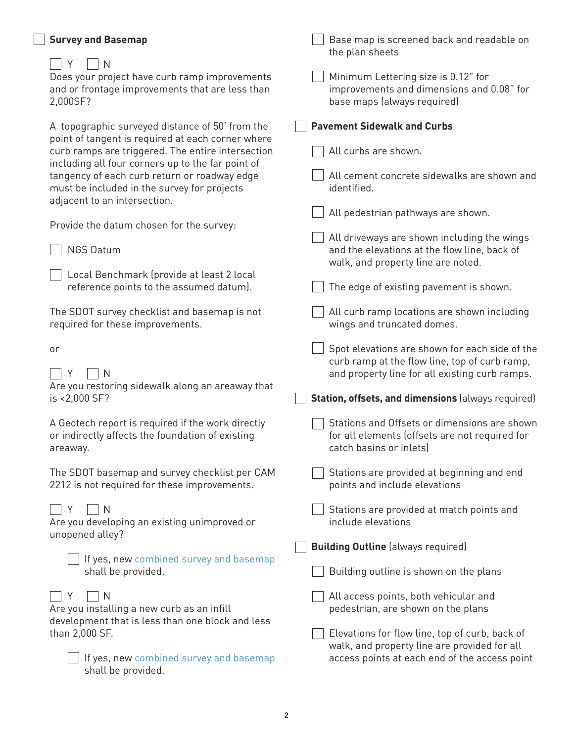- [ ] **Survey and Basemap**

  - [ ] Y - [ ] N
  Does your project have curb ramp improvements and or frontage improvements that are less than 2,000SF?

  A topographic surveyed distance of 50' from the point of tangent is required at each corner where curb ramps are triggered. The entire intersection including all four corners up to the far point of tangency of each curb return or roadway edge must be included in the survey for projects adjacent to an intersection.

  Provide the datum chosen for the survey:

  - [ ] NGS Datum
  - [ ] Local Benchmark (provide at least 2 local reference points to the assumed datum).

  The SDOT survey checklist and basemap is not required for these improvements.

  or

  - [ ] Y - [ ] N
  Are you restoring sidewalk along an areaway that is <2,000 SF?

  A Geotech report is required if the work directly or indirectly affects the foundation of existing areaway.

  The SDOT basemap and survey checklist per CAM 2212 is not required for these improvements.

  - [ ] Y - [ ] N
  Are you developing an existing unimproved or unopened alley?

    - [ ] If yes, new combined survey and basemap shall be provided.

  - [ ] Y - [ ] N
  Are you installing a new curb as an infill development that is less than one block and less than 2,000 SF.

    - [ ] If yes, new combined survey and basemap shall be provided.

  - [ ] Base map is screened back and readable on the plan sheets
  - [ ] Minimum Lettering size is 0.12" for improvements and dimensions and 0.08" for base maps (always required)

- [ ] **Pavement Sidewalk and Curbs**
  - [ ] All curbs are shown.
  - [ ] All cement concrete sidewalks are shown and identified.
  - [ ] All pedestrian pathways are shown.
  - [ ] All driveways are shown including the wings and the elevations at the flow line, back of walk, and property line are noted.
  - [ ] The edge of existing pavement is shown.
  - [ ] All curb ramp locations are shown including wings and truncated domes.
  - [ ] Spot elevations are shown for each side of the curb ramp at the flow line, top of curb ramp, and property line for all existing curb ramps.

- [ ] **Station, offsets, and dimensions** (always required)
  - [ ] Stations and Offsets or dimensions are shown for all elements (offsets are not required for catch basins or inlets)
  - [ ] Stations are provided at beginning and end points and include elevations
  - [ ] Stations are provided at match points and include elevations

- [ ] **Building Outline** (always required)
  - [ ] Building outline is shown on the plans
  - [ ] All access points, both vehicular and pedestrian, are shown on the plans
  - [ ] Elevations for flow line, top of curb, back of walk, and property line are provided for all access points at each end of the access point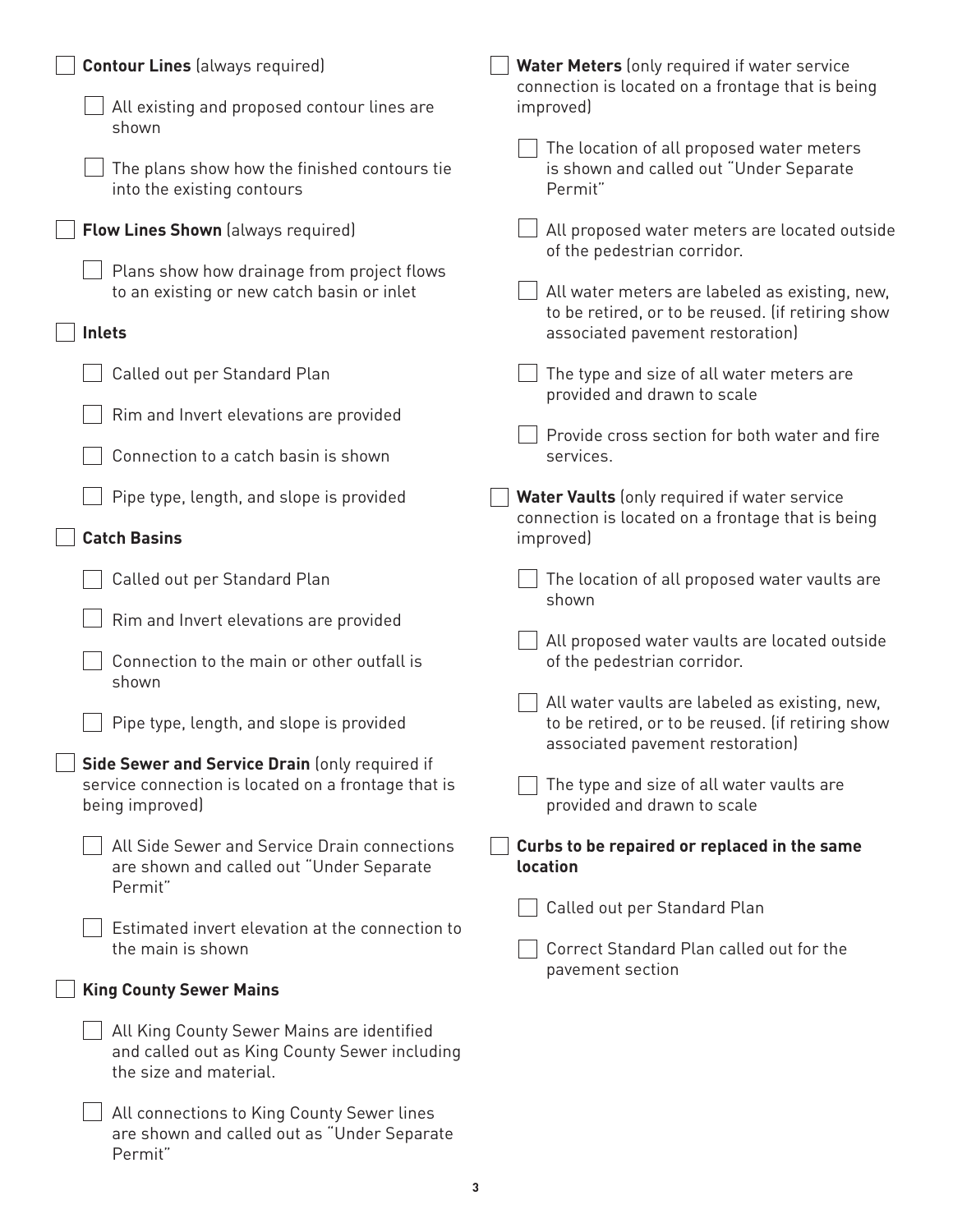- [ ] **Contour Lines** (always required)
  - [ ] All existing and proposed contour lines are shown
  - [ ] The plans show how the finished contours tie into the existing contours
- [ ] **Flow Lines Shown** (always required)
  - [ ] Plans show how drainage from project flows to an existing or new catch basin or inlet
- [ ] **Inlets**
  - [ ] Called out per Standard Plan
  - [ ] Rim and Invert elevations are provided
  - [ ] Connection to a catch basin is shown
  - [ ] Pipe type, length, and slope is provided
- [ ] **Catch Basins**
  - [ ] Called out per Standard Plan
  - [ ] Rim and Invert elevations are provided
  - [ ] Connection to the main or other outfall is shown
  - [ ] Pipe type, length, and slope is provided
- [ ] **Side Sewer and Service Drain** (only required if service connection is located on a frontage that is being improved)
  - [ ] All Side Sewer and Service Drain connections are shown and called out "Under Separate Permit"
  - [ ] Estimated invert elevation at the connection to the main is shown
- [ ] **King County Sewer Mains**
  - [ ] All King County Sewer Mains are identified and called out as King County Sewer including the size and material.
  - [ ] All connections to King County Sewer lines are shown and called out as "Under Separate Permit"
- [ ] **Water Meters** (only required if water service connection is located on a frontage that is being improved)
  - [ ] The location of all proposed water meters is shown and called out "Under Separate Permit"
  - [ ] All proposed water meters are located outside of the pedestrian corridor.
  - [ ] All water meters are labeled as existing, new, to be retired, or to be reused. (if retiring show associated pavement restoration)
  - [ ] The type and size of all water meters are provided and drawn to scale
  - [ ] Provide cross section for both water and fire services.
- [ ] **Water Vaults** (only required if water service connection is located on a frontage that is being improved)
  - [ ] The location of all proposed water vaults are shown
  - [ ] All proposed water vaults are located outside of the pedestrian corridor.
  - [ ] All water vaults are labeled as existing, new, to be retired, or to be reused. (if retiring show associated pavement restoration)
  - [ ] The type and size of all water vaults are provided and drawn to scale
- [ ] **Curbs to be repaired or replaced in the same location**
  - [ ] Called out per Standard Plan
  - [ ] Correct Standard Plan called out for the pavement section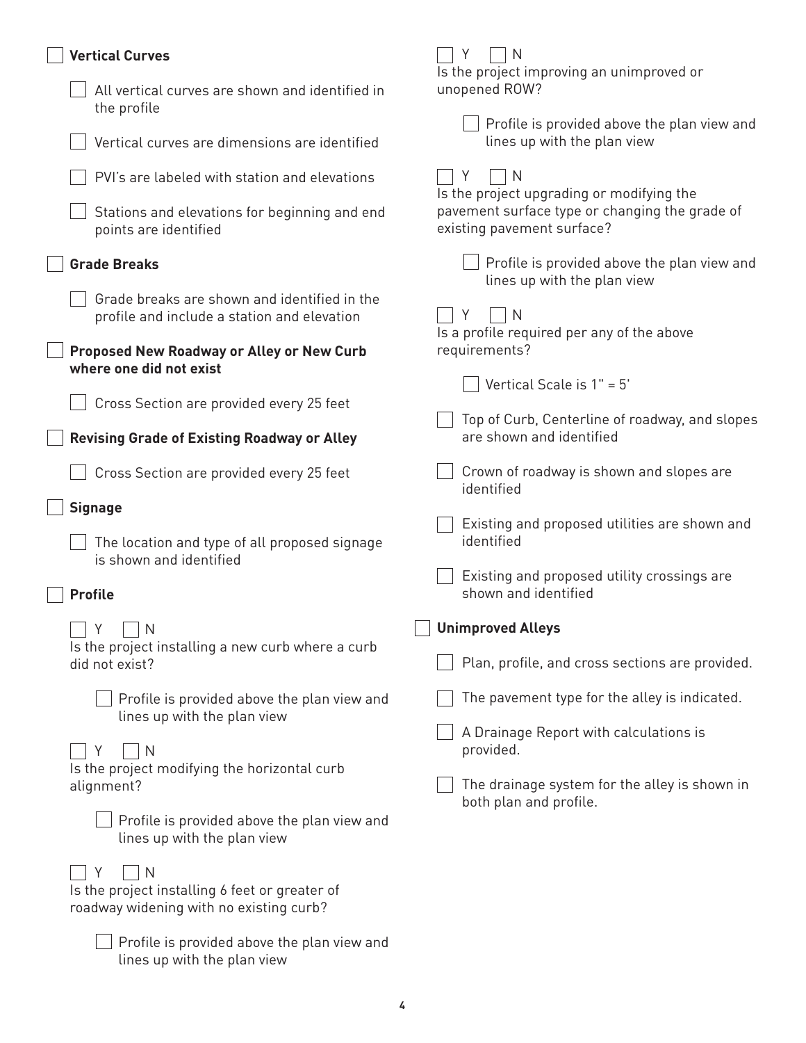- [ ] **Vertical Curves**
  - [ ] All vertical curves are shown and identified in the profile
  - [ ] Vertical curves are dimensions are identified
  - [ ] PVI's are labeled with station and elevations
  - [ ] Stations and elevations for beginning and end points are identified
- [ ] **Grade Breaks**
  - [ ] Grade breaks are shown and identified in the profile and include a station and elevation
- [ ] **Proposed New Roadway or Alley or New Curb where one did not exist**
  - [ ] Cross Section are provided every 25 feet
- [ ] **Revising Grade of Existing Roadway or Alley**
  - [ ] Cross Section are provided every 25 feet
- [ ] **Signage**
  - [ ] The location and type of all proposed signage is shown and identified
- [ ] **Profile**

  ☐ Y ☐ N
  Is the project installing a new curb where a curb did not exist?

  - [ ] Profile is provided above the plan view and lines up with the plan view

  ☐ Y ☐ N
  Is the project modifying the horizontal curb alignment?

  - [ ] Profile is provided above the plan view and lines up with the plan view

  ☐ Y ☐ N
  Is the project installing 6 feet or greater of roadway widening with no existing curb?

  - [ ] Profile is provided above the plan view and lines up with the plan view

  ☐ Y ☐ N
  Is the project improving an unimproved or unopened ROW?

  - [ ] Profile is provided above the plan view and lines up with the plan view

  ☐ Y ☐ N
  Is the project upgrading or modifying the pavement surface type or changing the grade of existing pavement surface?

  - [ ] Profile is provided above the plan view and lines up with the plan view

  ☐ Y ☐ N
  Is a profile required per any of the above requirements?

  - [ ] Vertical Scale is 1" = 5'

  - [ ] Top of Curb, Centerline of roadway, and slopes are shown and identified
  - [ ] Crown of roadway is shown and slopes are identified
  - [ ] Existing and proposed utilities are shown and identified
  - [ ] Existing and proposed utility crossings are shown and identified
- [ ] **Unimproved Alleys**
  - [ ] Plan, profile, and cross sections are provided.
  - [ ] The pavement type for the alley is indicated.
  - [ ] A Drainage Report with calculations is provided.
  - [ ] The drainage system for the alley is shown in both plan and profile.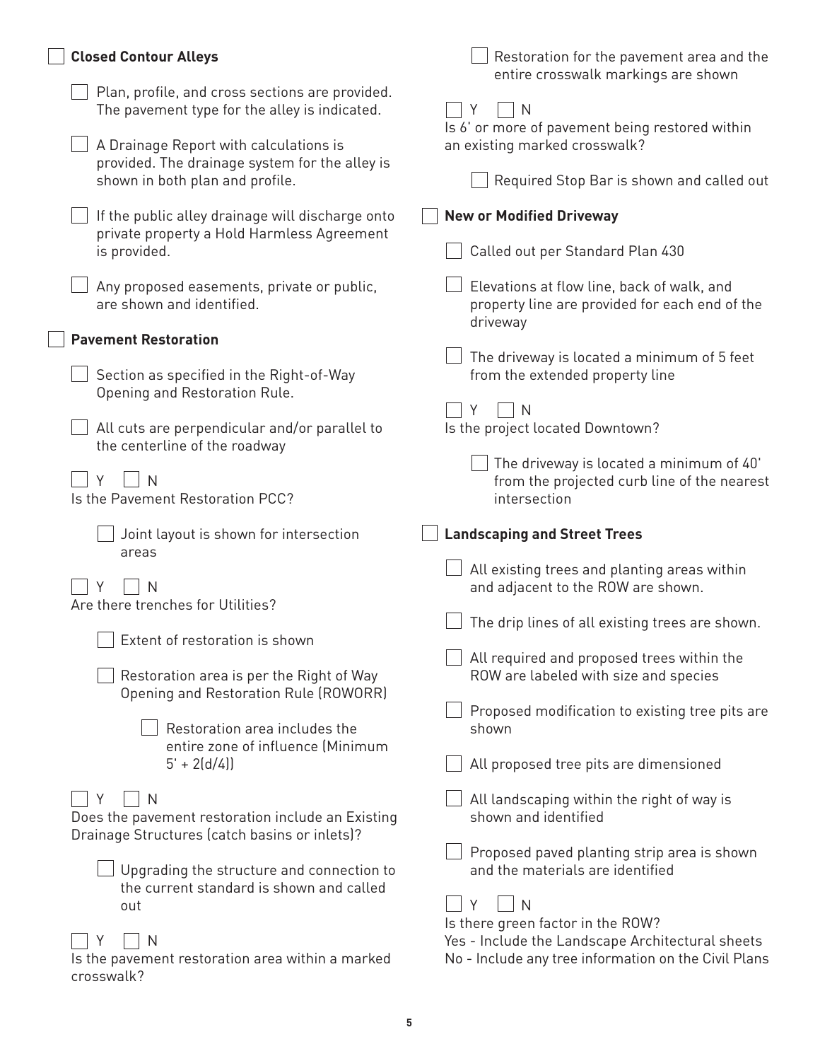- [ ] **Closed Contour Alleys**
  - [ ] Plan, profile, and cross sections are provided. The pavement type for the alley is indicated.
  - [ ] A Drainage Report with calculations is provided. The drainage system for the alley is shown in both plan and profile.
  - [ ] If the public alley drainage will discharge onto private property a Hold Harmless Agreement is provided.
  - [ ] Any proposed easements, private or public, are shown and identified.

- [ ] **Pavement Restoration**
  - [ ] Section as specified in the Right-of-Way Opening and Restoration Rule.
  - [ ] All cuts are perpendicular and/or parallel to the centerline of the roadway

  - [ ] Y - [ ] N
  
  Is the Pavement Restoration PCC?
    - [ ] Joint layout is shown for intersection areas

  - [ ] Y - [ ] N
  
  Are there trenches for Utilities?
    - [ ] Extent of restoration is shown
    - [ ] Restoration area is per the Right of Way Opening and Restoration Rule (ROWORR)
      - [ ] Restoration area includes the entire zone of influence (Minimum 5' + 2(d/4))

  - [ ] Y - [ ] N
  
  Does the pavement restoration include an Existing Drainage Structures (catch basins or inlets)?
    - [ ] Upgrading the structure and connection to the current standard is shown and called out

  - [ ] Y - [ ] N
  
  Is the pavement restoration area within a marked crosswalk?
    - [ ] Restoration for the pavement area and the entire crosswalk markings are shown

  - [ ] Y - [ ] N
  
  Is 6' or more of pavement being restored within an existing marked crosswalk?
    - [ ] Required Stop Bar is shown and called out

- [ ] **New or Modified Driveway**
  - [ ] Called out per Standard Plan 430
  - [ ] Elevations at flow line, back of walk, and property line are provided for each end of the driveway
  - [ ] The driveway is located a minimum of 5 feet from the extended property line

  - [ ] Y - [ ] N
  
  Is the project located Downtown?
    - [ ] The driveway is located a minimum of 40' from the projected curb line of the nearest intersection

- [ ] **Landscaping and Street Trees**
  - [ ] All existing trees and planting areas within and adjacent to the ROW are shown.
  - [ ] The drip lines of all existing trees are shown.
  - [ ] All required and proposed trees within the ROW are labeled with size and species
  - [ ] Proposed modification to existing tree pits are shown
  - [ ] All proposed tree pits are dimensioned
  - [ ] All landscaping within the right of way is shown and identified
  - [ ] Proposed paved planting strip area is shown and the materials are identified

  - [ ] Y - [ ] N
  
  Is there green factor in the ROW?
  Yes - Include the Landscape Architectural sheets
  No - Include any tree information on the Civil Plans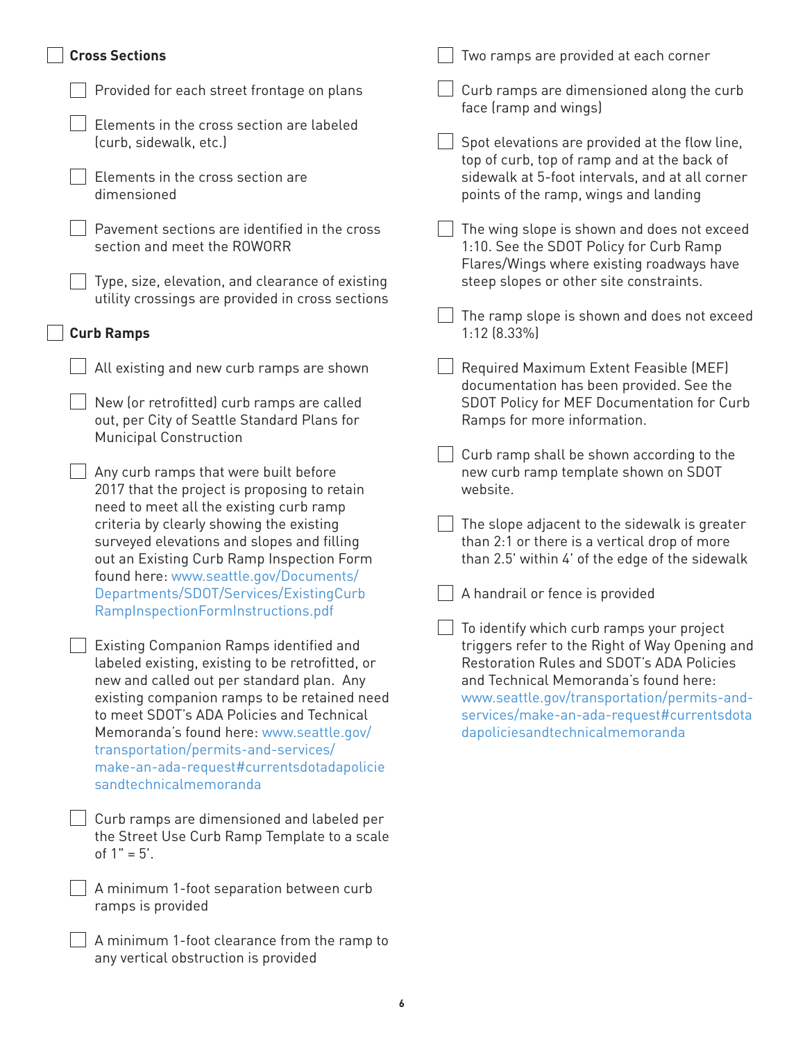- [ ] **Cross Sections**
  - [ ] Provided for each street frontage on plans
  - [ ] Elements in the cross section are labeled (curb, sidewalk, etc.)
  - [ ] Elements in the cross section are dimensioned
  - [ ] Pavement sections are identified in the cross section and meet the ROWORR
  - [ ] Type, size, elevation, and clearance of existing utility crossings are provided in cross sections
- [ ] **Curb Ramps**
  - [ ] All existing and new curb ramps are shown
  - [ ] New (or retrofitted) curb ramps are called out, per City of Seattle Standard Plans for Municipal Construction
  - [ ] Any curb ramps that were built before 2017 that the project is proposing to retain need to meet all the existing curb ramp criteria by clearly showing the existing surveyed elevations and slopes and filling out an Existing Curb Ramp Inspection Form found here: www.seattle.gov/Documents/Departments/SDOT/Services/ExistingCurbRampInspectionFormInstructions.pdf
  - [ ] Existing Companion Ramps identified and labeled existing, existing to be retrofitted, or new and called out per standard plan. Any existing companion ramps to be retained need to meet SDOT's ADA Policies and Technical Memoranda's found here: www.seattle.gov/transportation/permits-and-services/make-an-ada-request#currentsdotadapoliciesandtechnicalmemoranda
  - [ ] Curb ramps are dimensioned and labeled per the Street Use Curb Ramp Template to a scale of 1" = 5'.
  - [ ] A minimum 1-foot separation between curb ramps is provided
  - [ ] A minimum 1-foot clearance from the ramp to any vertical obstruction is provided
  - [ ] Two ramps are provided at each corner
  - [ ] Curb ramps are dimensioned along the curb face (ramp and wings)
  - [ ] Spot elevations are provided at the flow line, top of curb, top of ramp and at the back of sidewalk at 5-foot intervals, and at all corner points of the ramp, wings and landing
  - [ ] The wing slope is shown and does not exceed 1:10. See the SDOT Policy for Curb Ramp Flares/Wings where existing roadways have steep slopes or other site constraints.
  - [ ] The ramp slope is shown and does not exceed 1:12 (8.33%)
  - [ ] Required Maximum Extent Feasible (MEF) documentation has been provided. See the SDOT Policy for MEF Documentation for Curb Ramps for more information.
  - [ ] Curb ramp shall be shown according to the new curb ramp template shown on SDOT website.
  - [ ] The slope adjacent to the sidewalk is greater than 2:1 or there is a vertical drop of more than 2.5' within 4' of the edge of the sidewalk
  - [ ] A handrail or fence is provided
  - [ ] To identify which curb ramps your project triggers refer to the Right of Way Opening and Restoration Rules and SDOT's ADA Policies and Technical Memoranda's found here: www.seattle.gov/transportation/permits-and-services/make-an-ada-request#currentsdotadapoliciesandtechnicalmemoranda